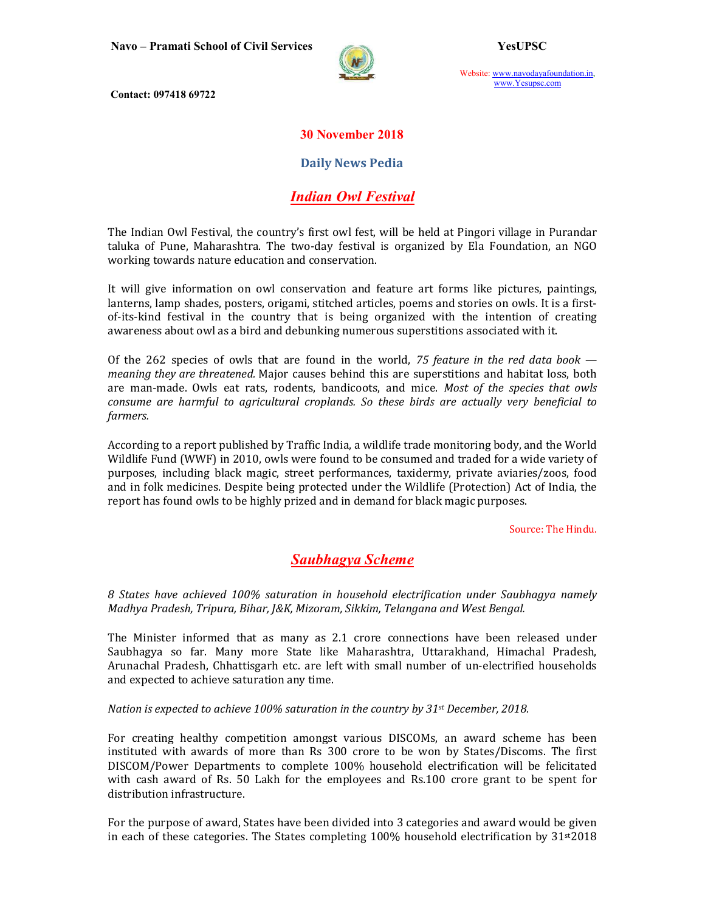**30 November 2018**

**Daily News Pedia**

## *Indian Owl Festival*

The Indian Owl Festival, the country's first owl fest, will be held at Pingori village in Purandar taluka of Pune, Maharashtra. The two-day festival is organized by Ela Foundation, an NGO working towards nature education and conservation.

It will give information on owl conservation and feature art forms like pictures, paintings, lanterns, lamp shades, posters, origami, stitched articles, poems and stories on owls. It is a first-of-its-kind festival in the country that is being organized with the intention of creating awareness about owl as a bird and debunking numerous superstitions associated with it.

Of the 262 species of owls that are found in the world, *75 feature in the red data book — meaning they are threatened.* Major causes behind this are superstitions and habitat loss, both are man-made. Owls eat rats, rodents, bandicoots, and mice. *Most of the species that owls consume are harmful to agricultural croplands. So these birds are actually very beneficial to farmers.*

According to a report published by Traffic India, a wildlife trade monitoring body, and the World Wildlife Fund (WWF) in 2010, owls were found to be consumed and traded for a wide variety of purposes, including black magic, street performances, taxidermy, private aviaries/zoos, food and in folk medicines. Despite being protected under the Wildlife (Protection) Act of India, the report has found owls to be highly prized and in demand for black magic purposes.

Source: The Hindu.

## *Saubhagya Scheme*

*8 States have achieved 100% saturation in household electrification under Saubhagya namely Madhya Pradesh, Tripura, Bihar, J&K, Mizoram, Sikkim, Telangana and West Bengal.*

The Minister informed that as many as 2.1 crore connections have been released under Saubhagya so far. Many more State like Maharashtra, Uttarakhand, Himachal Pradesh, Arunachal Pradesh, Chhattisgarh etc. are left with small number of un-electrified households and expected to achieve saturation any time.

*Nation is expected to achieve 100% saturation in the country by 31st December, 2018.*

For creating healthy competition amongst various DISCOMs, an award scheme has been instituted with awards of more than Rs 300 crore to be won by States/Discoms. The first DISCOM/Power Departments to complete 100% household electrification will be felicitated with cash award of Rs. 50 Lakh for the employees and Rs.100 crore grant to be spent for distribution infrastructure.

For the purpose of award, States have been divided into 3 categories and award would be given in each of these categories. The States completing 100% household electrification by 31st 2018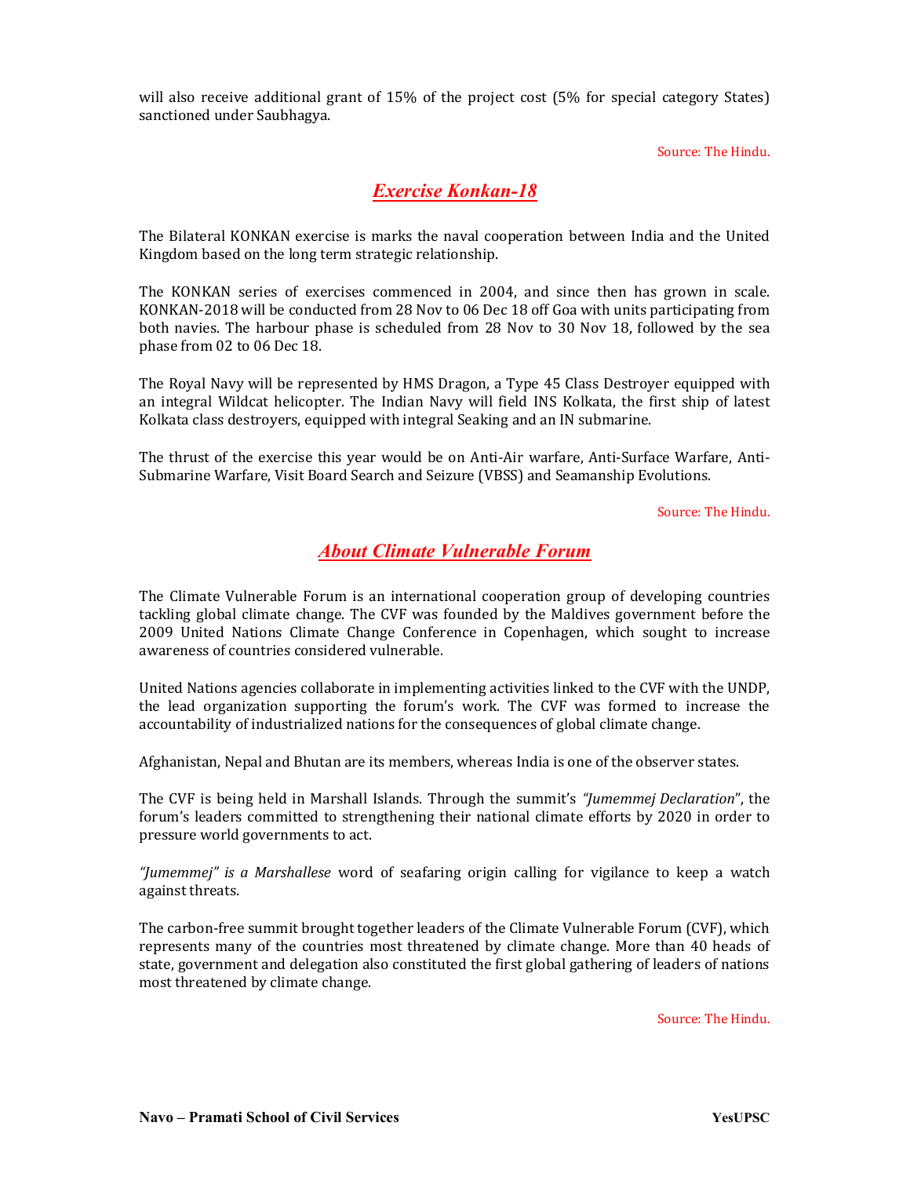will also receive additional grant of 15% of the project cost (5% for special category States) sanctioned under Saubhagya.

Source: The Hindu.

## *Exercise Konkan-18*

The Bilateral KONKAN exercise is marks the naval cooperation between India and the United Kingdom based on the long term strategic relationship.

The KONKAN series of exercises commenced in 2004, and since then has grown in scale. KONKAN-2018 will be conducted from 28 Nov to 06 Dec 18 off Goa with units participating from both navies. The harbour phase is scheduled from 28 Nov to 30 Nov 18, followed by the sea phase from 02 to 06 Dec 18.

The Royal Navy will be represented by HMS Dragon, a Type 45 Class Destroyer equipped with an integral Wildcat helicopter. The Indian Navy will field INS Kolkata, the first ship of latest Kolkata class destroyers, equipped with integral Seaking and an IN submarine.

The thrust of the exercise this year would be on Anti-Air warfare, Anti-Surface Warfare, Anti-Submarine Warfare, Visit Board Search and Seizure (VBSS) and Seamanship Evolutions.

Source: The Hindu.

## *About Climate Vulnerable Forum*

The Climate Vulnerable Forum is an international cooperation group of developing countries tackling global climate change. The CVF was founded by the Maldives government before the 2009 United Nations Climate Change Conference in Copenhagen, which sought to increase awareness of countries considered vulnerable.

United Nations agencies collaborate in implementing activities linked to the CVF with the UNDP, the lead organization supporting the forum's work. The CVF was formed to increase the accountability of industrialized nations for the consequences of global climate change.

Afghanistan, Nepal and Bhutan are its members, whereas India is one of the observer states.

The CVF is being held in Marshall Islands. Through the summit's *"Jumemmej Declaration*", the forum's leaders committed to strengthening their national climate efforts by 2020 in order to pressure world governments to act.

*"Jumemmej" is a Marshallese* word of seafaring origin calling for vigilance to keep a watch against threats.

The carbon-free summit brought together leaders of the Climate Vulnerable Forum (CVF), which represents many of the countries most threatened by climate change. More than 40 heads of state, government and delegation also constituted the first global gathering of leaders of nations most threatened by climate change.

Source: The Hindu.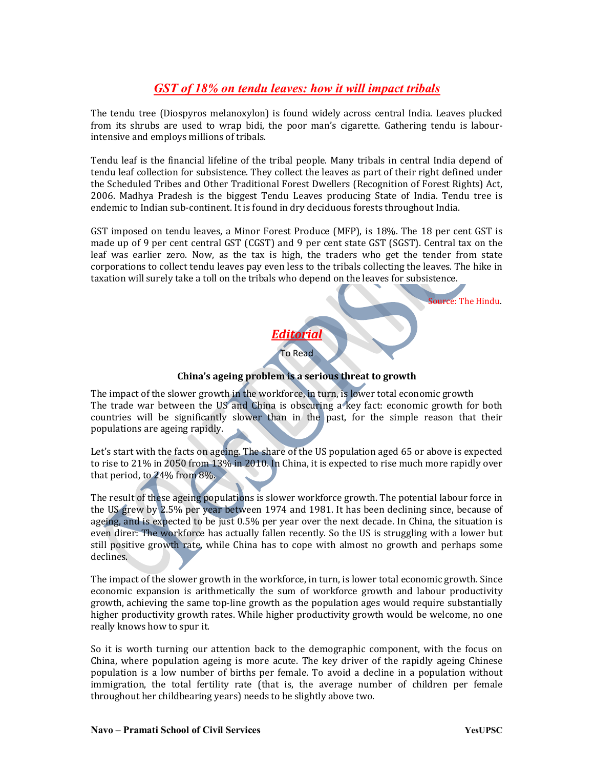## *GST of 18% on tendu leaves: how it will impact tribals*

The tendu tree (Diospyros melanoxylon) is found widely across central India. Leaves plucked from its shrubs are used to wrap bidi, the poor man's cigarette. Gathering tendu is labour-intensive and employs millions of tribals.

Tendu leaf is the financial lifeline of the tribal people. Many tribals in central India depend of tendu leaf collection for subsistence. They collect the leaves as part of their right defined under the Scheduled Tribes and Other Traditional Forest Dwellers (Recognition of Forest Rights) Act, 2006. Madhya Pradesh is the biggest Tendu Leaves producing State of India. Tendu tree is endemic to Indian sub-continent. It is found in dry deciduous forests throughout India.

GST imposed on tendu leaves, a Minor Forest Produce (MFP), is 18%. The 18 per cent GST is made up of 9 per cent central GST (CGST) and 9 per cent state GST (SGST). Central tax on the leaf was earlier zero. Now, as the tax is high, the traders who get the tender from state corporations to collect tendu leaves pay even less to the tribals collecting the leaves. The hike in taxation will surely take a toll on the tribals who depend on the leaves for subsistence.

Source: The Hindu.

## *Editorial*

To Read

**China's ageing problem is a serious threat to growth**

The impact of the slower growth in the workforce, in turn, is lower total economic growth
The trade war between the US and China is obscuring a key fact: economic growth for both countries will be significantly slower than in the past, for the simple reason that their populations are ageing rapidly.

Let's start with the facts on ageing. The share of the US population aged 65 or above is expected to rise to 21% in 2050 from 13% in 2010. In China, it is expected to rise much more rapidly over that period, to 24% from 8%.

The result of these ageing populations is slower workforce growth. The potential labour force in the US grew by 2.5% per year between 1974 and 1981. It has been declining since, because of ageing, and is expected to be just 0.5% per year over the next decade. In China, the situation is even direr: The workforce has actually fallen recently. So the US is struggling with a lower but still positive growth rate, while China has to cope with almost no growth and perhaps some declines.

The impact of the slower growth in the workforce, in turn, is lower total economic growth. Since economic expansion is arithmetically the sum of workforce growth and labour productivity growth, achieving the same top-line growth as the population ages would require substantially higher productivity growth rates. While higher productivity growth would be welcome, no one really knows how to spur it.

So it is worth turning our attention back to the demographic component, with the focus on China, where population ageing is more acute. The key driver of the rapidly ageing Chinese population is a low number of births per female. To avoid a decline in a population without immigration, the total fertility rate (that is, the average number of children per female throughout her childbearing years) needs to be slightly above two.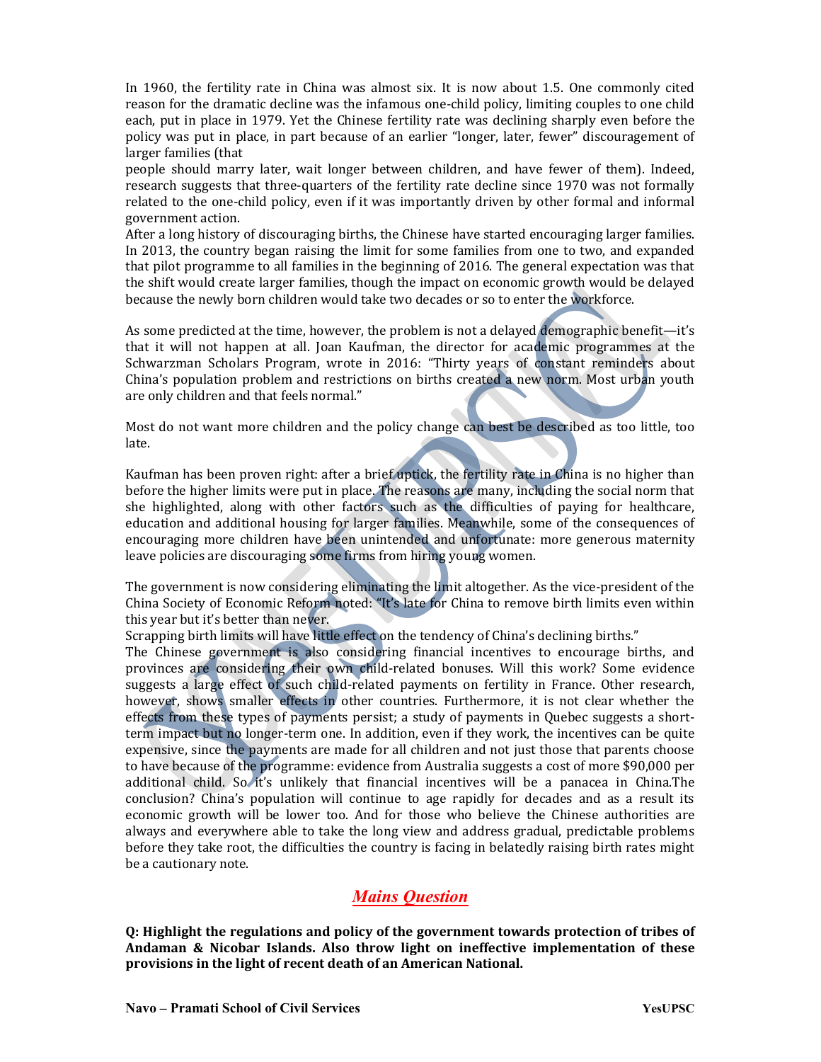In 1960, the fertility rate in China was almost six. It is now about 1.5. One commonly cited reason for the dramatic decline was the infamous one-child policy, limiting couples to one child each, put in place in 1979. Yet the Chinese fertility rate was declining sharply even before the policy was put in place, in part because of an earlier "longer, later, fewer" discouragement of larger families (that people should marry later, wait longer between children, and have fewer of them). Indeed, research suggests that three-quarters of the fertility rate decline since 1970 was not formally related to the one-child policy, even if it was importantly driven by other formal and informal government action.

After a long history of discouraging births, the Chinese have started encouraging larger families. In 2013, the country began raising the limit for some families from one to two, and expanded that pilot programme to all families in the beginning of 2016. The general expectation was that the shift would create larger families, though the impact on economic growth would be delayed because the newly born children would take two decades or so to enter the workforce.

As some predicted at the time, however, the problem is not a delayed demographic benefit—it's that it will not happen at all. Joan Kaufman, the director for academic programmes at the Schwarzman Scholars Program, wrote in 2016: "Thirty years of constant reminders about China's population problem and restrictions on births created a new norm. Most urban youth are only children and that feels normal."

Most do not want more children and the policy change can best be described as too little, too late.

Kaufman has been proven right: after a brief uptick, the fertility rate in China is no higher than before the higher limits were put in place. The reasons are many, including the social norm that she highlighted, along with other factors such as the difficulties of paying for healthcare, education and additional housing for larger families. Meanwhile, some of the consequences of encouraging more children have been unintended and unfortunate: more generous maternity leave policies are discouraging some firms from hiring young women.

The government is now considering eliminating the limit altogether. As the vice-president of the China Society of Economic Reform noted: "It's late for China to remove birth limits even within this year but it's better than never.

Scrapping birth limits will have little effect on the tendency of China's declining births."

The Chinese government is also considering financial incentives to encourage births, and provinces are considering their own child-related bonuses. Will this work? Some evidence suggests a large effect of such child-related payments on fertility in France. Other research, however, shows smaller effects in other countries. Furthermore, it is not clear whether the effects from these types of payments persist; a study of payments in Quebec suggests a short-term impact but no longer-term one. In addition, even if they work, the incentives can be quite expensive, since the payments are made for all children and not just those that parents choose to have because of the programme: evidence from Australia suggests a cost of more $90,000 per additional child. So it's unlikely that financial incentives will be a panacea in China.The conclusion? China's population will continue to age rapidly for decades and as a result its economic growth will be lower too. And for those who believe the Chinese authorities are always and everywhere able to take the long view and address gradual, predictable problems before they take root, the difficulties the country is facing in belatedly raising birth rates might be a cautionary note.

## *Mains Question*

**Q: Highlight the regulations and policy of the government towards protection of tribes of Andaman & Nicobar Islands. Also throw light on ineffective implementation of these provisions in the light of recent death of an American National.**